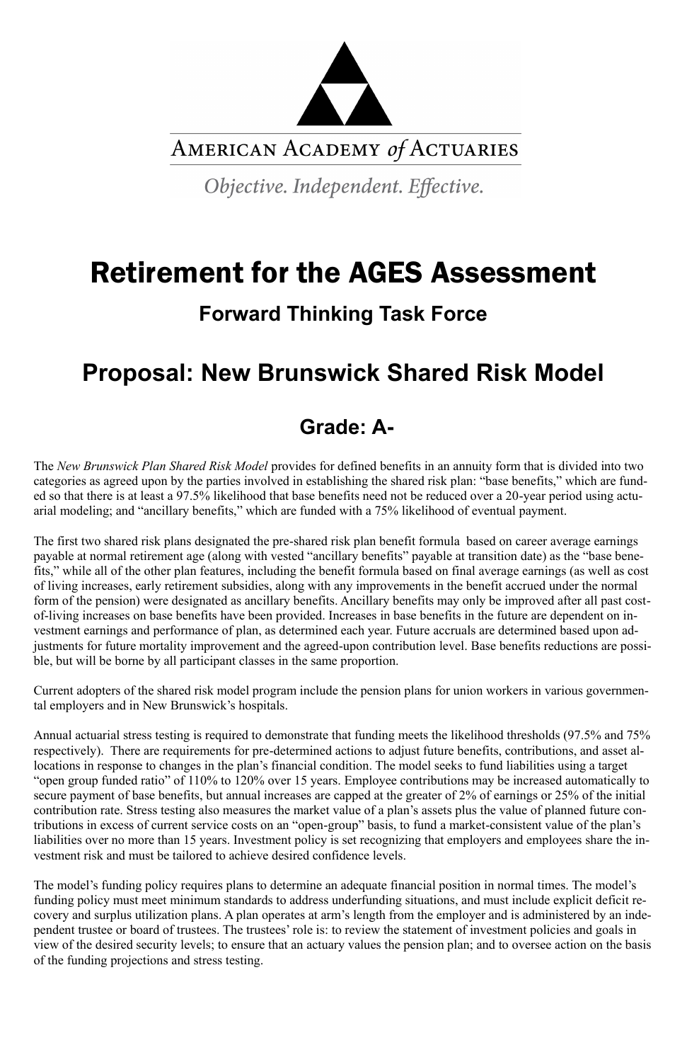AMERICAN ACADEMY *of* ACTUARIES

*Objective. Independent. Effective.*

# Retirement for the AGES Assessment

## Forward Thinking Task Force

# Proposal: New Brunswick Shared Risk Model

## Grade: A-

The *New Brunswick Plan Shared Risk Model* provides for defined benefits in an annuity form that is divided into two categories as agreed upon by the parties involved in establishing the shared risk plan: "base benefits," which are funded so that there is at least a 97.5% likelihood that base benefits need not be reduced over a 20-year period using actuarial modeling; and "ancillary benefits," which are funded with a 75% likelihood of eventual payment.

The first two shared risk plans designated the pre-shared risk plan benefit formula based on career average earnings payable at normal retirement age (along with vested "ancillary benefits" payable at transition date) as the "base benefits," while all of the other plan features, including the benefit formula based on final average earnings (as well as cost of living increases, early retirement subsidies, along with any improvements in the benefit accrued under the normal form of the pension) were designated as ancillary benefits. Ancillary benefits may only be improved after all past cost-of-living increases on base benefits have been provided. Increases in base benefits in the future are dependent on investment earnings and performance of plan, as determined each year. Future accruals are determined based upon adjustments for future mortality improvement and the agreed-upon contribution level. Base benefits reductions are possible, but will be borne by all participant classes in the same proportion.

Current adopters of the shared risk model program include the pension plans for union workers in various governmental employers and in New Brunswick's hospitals.

Annual actuarial stress testing is required to demonstrate that funding meets the likelihood thresholds (97.5% and 75% respectively). There are requirements for pre-determined actions to adjust future benefits, contributions, and asset allocations in response to changes in the plan's financial condition. The model seeks to fund liabilities using a target "open group funded ratio" of 110% to 120% over 15 years. Employee contributions may be increased automatically to secure payment of base benefits, but annual increases are capped at the greater of 2% of earnings or 25% of the initial contribution rate. Stress testing also measures the market value of a plan's assets plus the value of planned future contributions in excess of current service costs on an "open-group" basis, to fund a market-consistent value of the plan's liabilities over no more than 15 years. Investment policy is set recognizing that employers and employees share the investment risk and must be tailored to achieve desired confidence levels.

The model's funding policy requires plans to determine an adequate financial position in normal times. The model's funding policy must meet minimum standards to address underfunding situations, and must include explicit deficit recovery and surplus utilization plans. A plan operates at arm's length from the employer and is administered by an independent trustee or board of trustees. The trustees' role is: to review the statement of investment policies and goals in view of the desired security levels; to ensure that an actuary values the pension plan; and to oversee action on the basis of the funding projections and stress testing.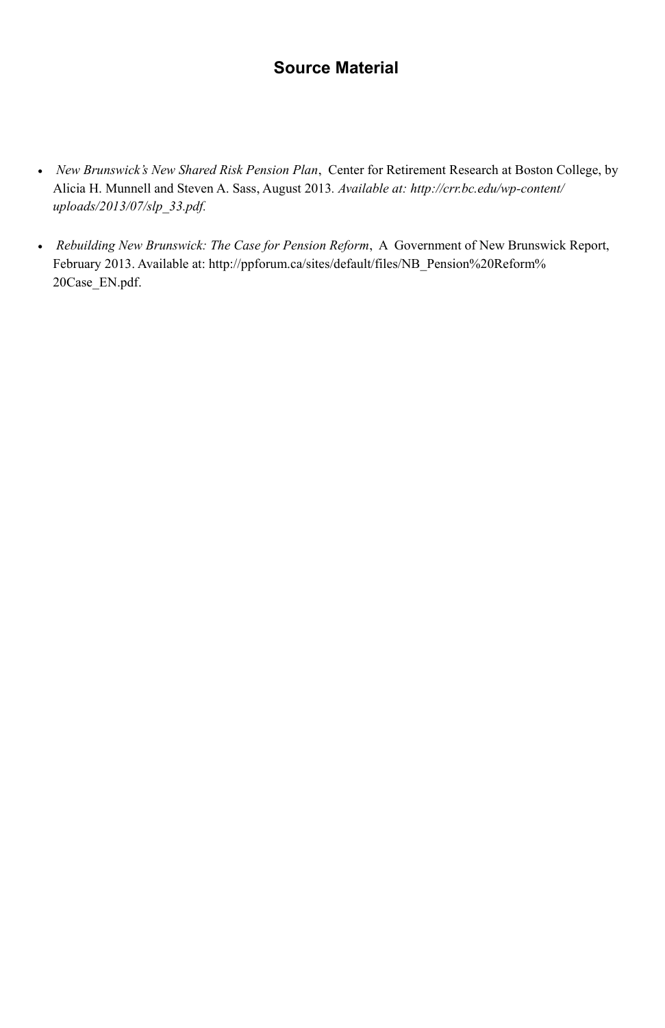# Source Material

- *New Brunswick's New Shared Risk Pension Plan*, Center for Retirement Research at Boston College, by Alicia H. Munnell and Steven A. Sass, August 2013. *Available at: http://crr.bc.edu/wp-content/uploads/2013/07/slp_33.pdf.*

- *Rebuilding New Brunswick: The Case for Pension Reform*, A Government of New Brunswick Report, February 2013. Available at: http://ppforum.ca/sites/default/files/NB_Pension%20Reform%20Case_EN.pdf.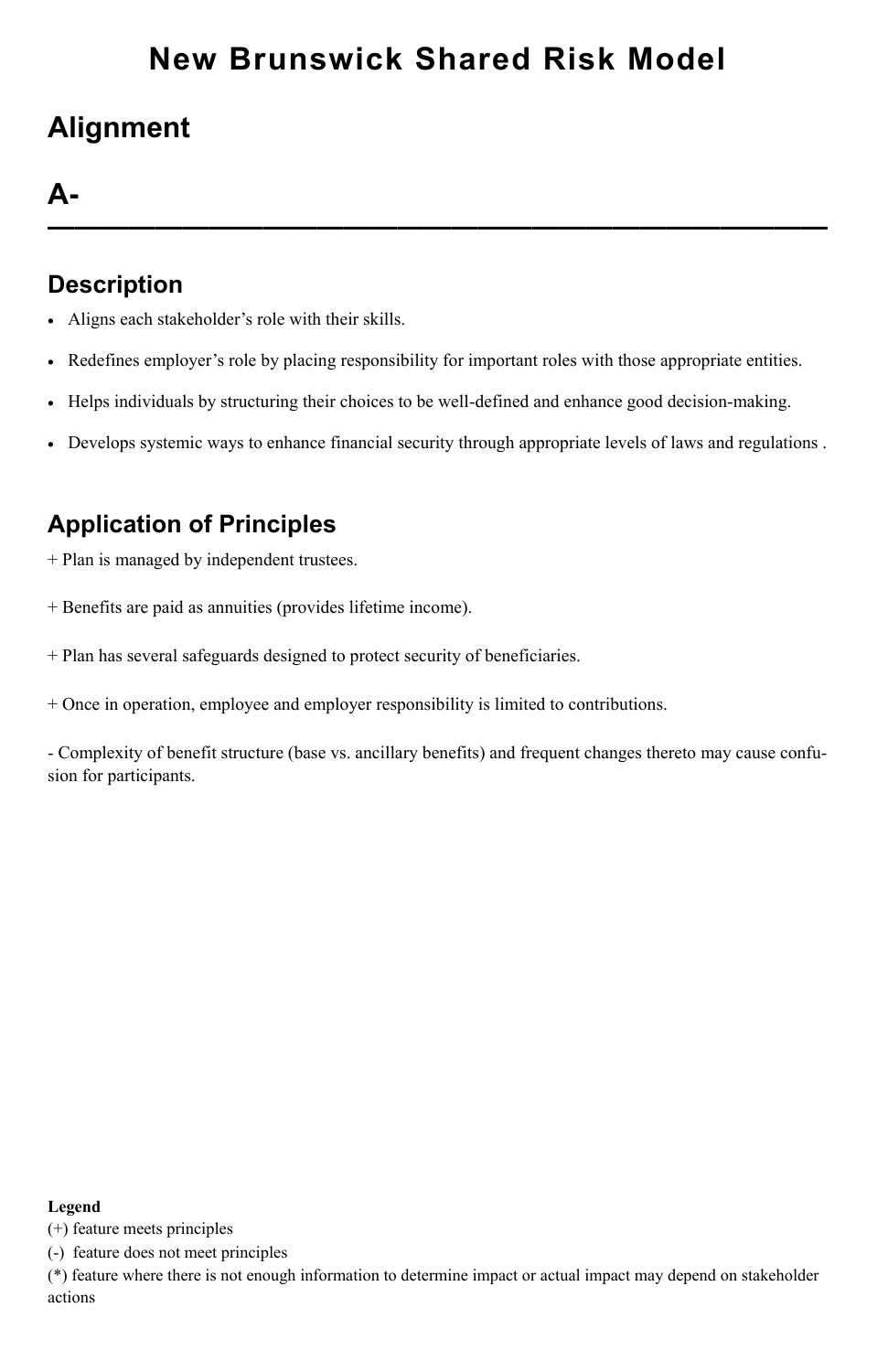# New Brunswick Shared Risk Model

## Alignment

## A-

---

### Description

- Aligns each stakeholder's role with their skills.
- Redefines employer's role by placing responsibility for important roles with those appropriate entities.
- Helps individuals by structuring their choices to be well-defined and enhance good decision-making.
- Develops systemic ways to enhance financial security through appropriate levels of laws and regulations .

### Application of Principles

+ Plan is managed by independent trustees.

+ Benefits are paid as annuities (provides lifetime income).

+ Plan has several safeguards designed to protect security of beneficiaries.

+ Once in operation, employee and employer responsibility is limited to contributions.

- Complexity of benefit structure (base vs. ancillary benefits) and frequent changes thereto may cause confusion for participants.

**Legend**
(+) feature meets principles
(-) feature does not meet principles
(*) feature where there is not enough information to determine impact or actual impact may depend on stakeholder actions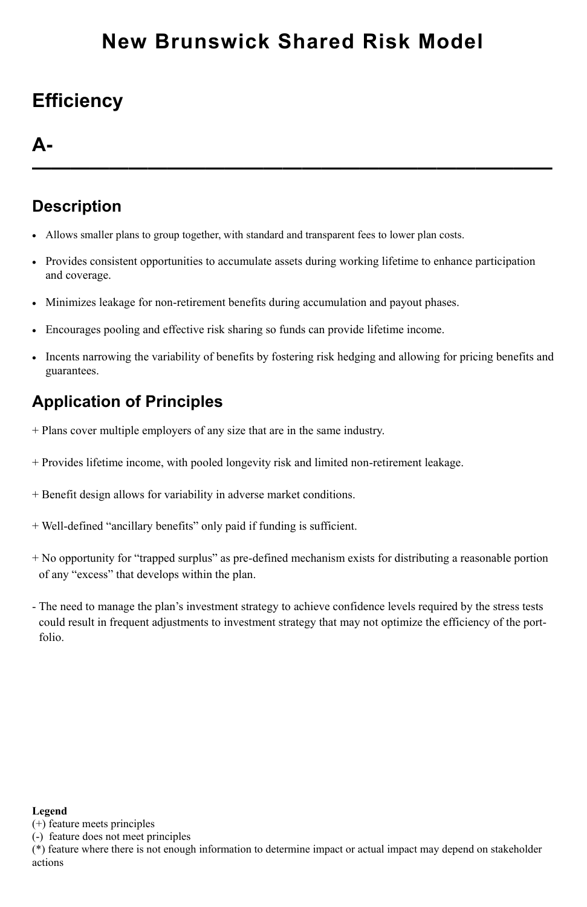# New Brunswick Shared Risk Model

## Efficiency

## A-

---

### Description

- Allows smaller plans to group together, with standard and transparent fees to lower plan costs.
- Provides consistent opportunities to accumulate assets during working lifetime to enhance participation and coverage.
- Minimizes leakage for non-retirement benefits during accumulation and payout phases.
- Encourages pooling and effective risk sharing so funds can provide lifetime income.
- Incents narrowing the variability of benefits by fostering risk hedging and allowing for pricing benefits and guarantees.

### Application of Principles

+ Plans cover multiple employers of any size that are in the same industry.

+ Provides lifetime income, with pooled longevity risk and limited non-retirement leakage.

+ Benefit design allows for variability in adverse market conditions.

+ Well-defined "ancillary benefits" only paid if funding is sufficient.

+ No opportunity for "trapped surplus" as pre-defined mechanism exists for distributing a reasonable portion of any "excess" that develops within the plan.

- The need to manage the plan's investment strategy to achieve confidence levels required by the stress tests could result in frequent adjustments to investment strategy that may not optimize the efficiency of the portfolio.

**Legend**
(+) feature meets principles
(-) feature does not meet principles
(*) feature where there is not enough information to determine impact or actual impact may depend on stakeholder actions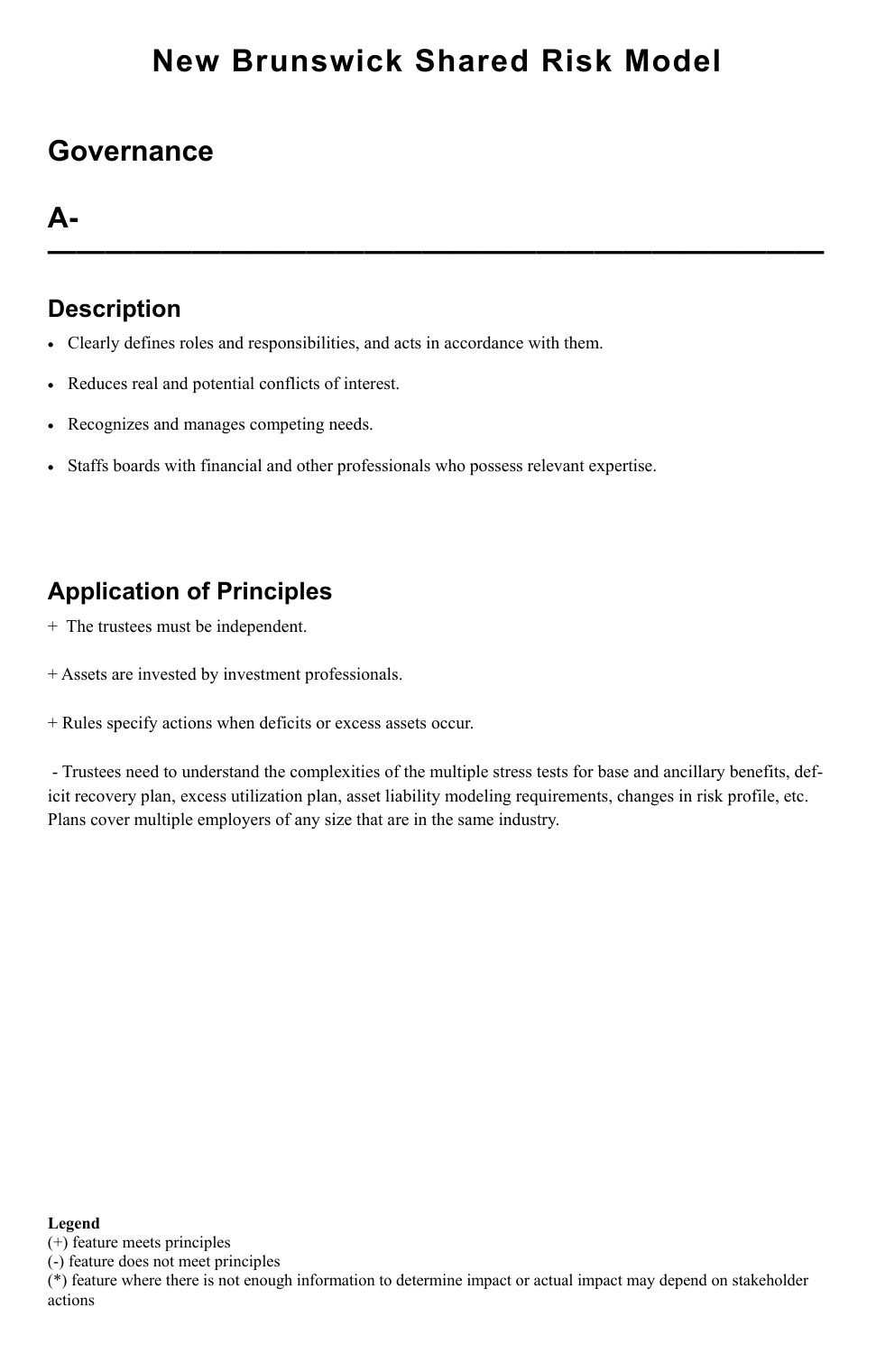# New Brunswick Shared Risk Model

## Governance

## A-

---

## Description

- Clearly defines roles and responsibilities, and acts in accordance with them.
- Reduces real and potential conflicts of interest.
- Recognizes and manages competing needs.
- Staffs boards with financial and other professionals who possess relevant expertise.

## Application of Principles

+ The trustees must be independent.

+ Assets are invested by investment professionals.

+ Rules specify actions when deficits or excess assets occur.

- Trustees need to understand the complexities of the multiple stress tests for base and ancillary benefits, deficit recovery plan, excess utilization plan, asset liability modeling requirements, changes in risk profile, etc. Plans cover multiple employers of any size that are in the same industry.

**Legend**
(+) feature meets principles
(-) feature does not meet principles
(*) feature where there is not enough information to determine impact or actual impact may depend on stakeholder actions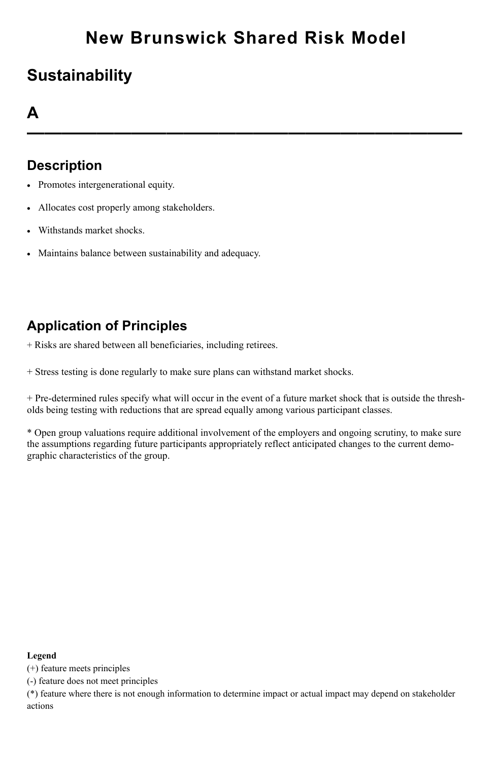# New Brunswick Shared Risk Model

## Sustainability

## A

---

### Description

- Promotes intergenerational equity.
- Allocates cost properly among stakeholders.
- Withstands market shocks.
- Maintains balance between sustainability and adequacy.

### Application of Principles

+ Risks are shared between all beneficiaries, including retirees.

+ Stress testing is done regularly to make sure plans can withstand market shocks.

+ Pre-determined rules specify what will occur in the event of a future market shock that is outside the thresholds being testing with reductions that are spread equally among various participant classes.

* Open group valuations require additional involvement of the employers and ongoing scrutiny, to make sure the assumptions regarding future participants appropriately reflect anticipated changes to the current demographic characteristics of the group.

**Legend**
(+) feature meets principles
(-) feature does not meet principles
(*) feature where there is not enough information to determine impact or actual impact may depend on stakeholder actions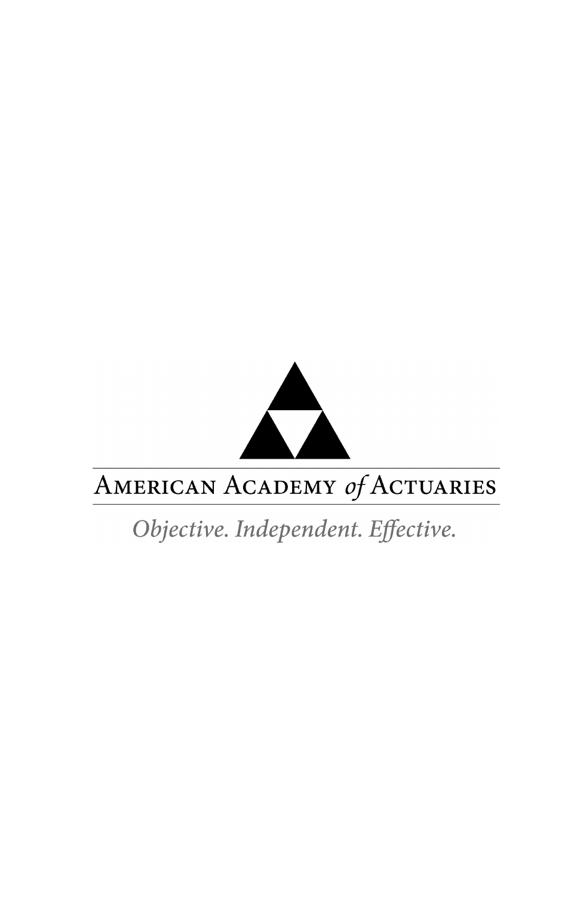American Academy *of* Actuaries

*Objective. Independent. Effective.*